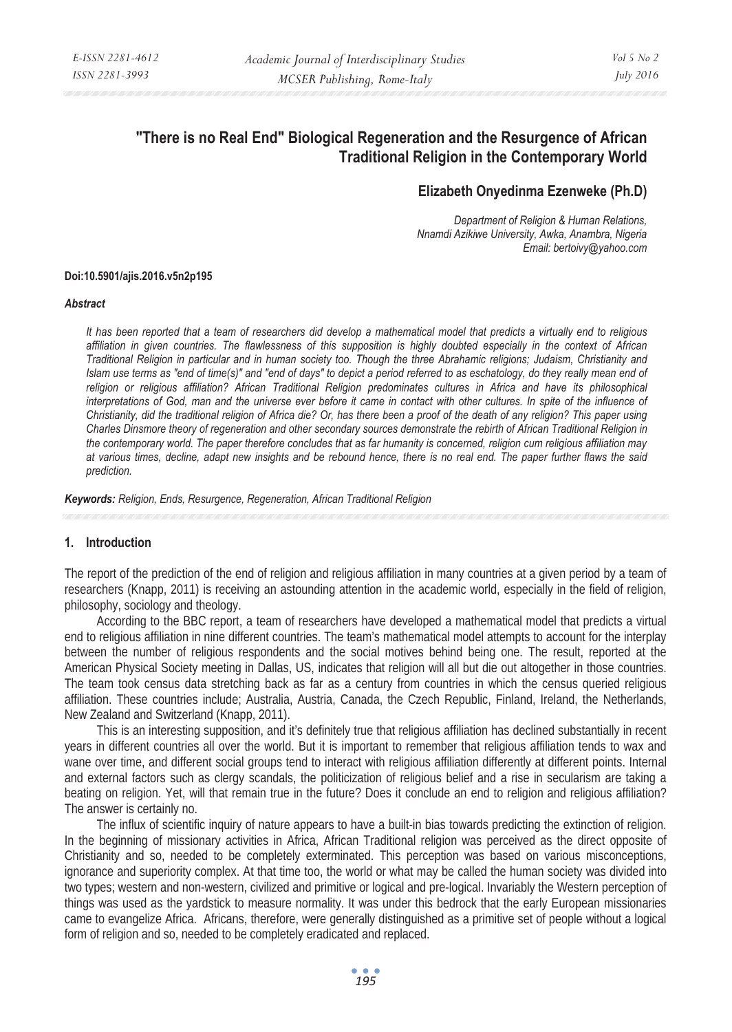# "There is no Real End" Biological Regeneration and the Resurgence of African Traditional Religion in the Contemporary World

**Elizabeth Onyedinma Ezenweke (Ph.D)**

*Department of Religion & Human Relations,*
*Nnamdi Azikiwe University, Awka, Anambra, Nigeria*
*Email: bertoivy@yahoo.com*

**Doi:10.5901/ajis.2016.v5n2p195**

***Abstract***

*It has been reported that a team of researchers did develop a mathematical model that predicts a virtually end to religious affiliation in given countries. The flawlessness of this supposition is highly doubted especially in the context of African Traditional Religion in particular and in human society too. Though the three Abrahamic religions; Judaism, Christianity and Islam use terms as "end of time(s)" and "end of days" to depict a period referred to as eschatology, do they really mean end of religion or religious affiliation? African Traditional Religion predominates cultures in Africa and have its philosophical interpretations of God, man and the universe ever before it came in contact with other cultures. In spite of the influence of Christianity, did the traditional religion of Africa die? Or, has there been a proof of the death of any religion? This paper using Charles Dinsmore theory of regeneration and other secondary sources demonstrate the rebirth of African Traditional Religion in the contemporary world. The paper therefore concludes that as far humanity is concerned, religion cum religious affiliation may at various times, decline, adapt new insights and be rebound hence, there is no real end. The paper further flaws the said prediction.*

***Keywords:** Religion, Ends, Resurgence, Regeneration, African Traditional Religion*

## 1. Introduction

The report of the prediction of the end of religion and religious affiliation in many countries at a given period by a team of researchers (Knapp, 2011) is receiving an astounding attention in the academic world, especially in the field of religion, philosophy, sociology and theology.

According to the BBC report, a team of researchers have developed a mathematical model that predicts a virtual end to religious affiliation in nine different countries. The team's mathematical model attempts to account for the interplay between the number of religious respondents and the social motives behind being one. The result, reported at the American Physical Society meeting in Dallas, US, indicates that religion will all but die out altogether in those countries. The team took census data stretching back as far as a century from countries in which the census queried religious affiliation. These countries include; Australia, Austria, Canada, the Czech Republic, Finland, Ireland, the Netherlands, New Zealand and Switzerland (Knapp, 2011).

This is an interesting supposition, and it's definitely true that religious affiliation has declined substantially in recent years in different countries all over the world. But it is important to remember that religious affiliation tends to wax and wane over time, and different social groups tend to interact with religious affiliation differently at different points. Internal and external factors such as clergy scandals, the politicization of religious belief and a rise in secularism are taking a beating on religion. Yet, will that remain true in the future? Does it conclude an end to religion and religious affiliation? The answer is certainly no.

The influx of scientific inquiry of nature appears to have a built-in bias towards predicting the extinction of religion. In the beginning of missionary activities in Africa, African Traditional religion was perceived as the direct opposite of Christianity and so, needed to be completely exterminated. This perception was based on various misconceptions, ignorance and superiority complex. At that time too, the world or what may be called the human society was divided into two types; western and non-western, civilized and primitive or logical and pre-logical. Invariably the Western perception of things was used as the yardstick to measure normality. It was under this bedrock that the early European missionaries came to evangelize Africa. Africans, therefore, were generally distinguished as a primitive set of people without a logical form of religion and so, needed to be completely eradicated and replaced.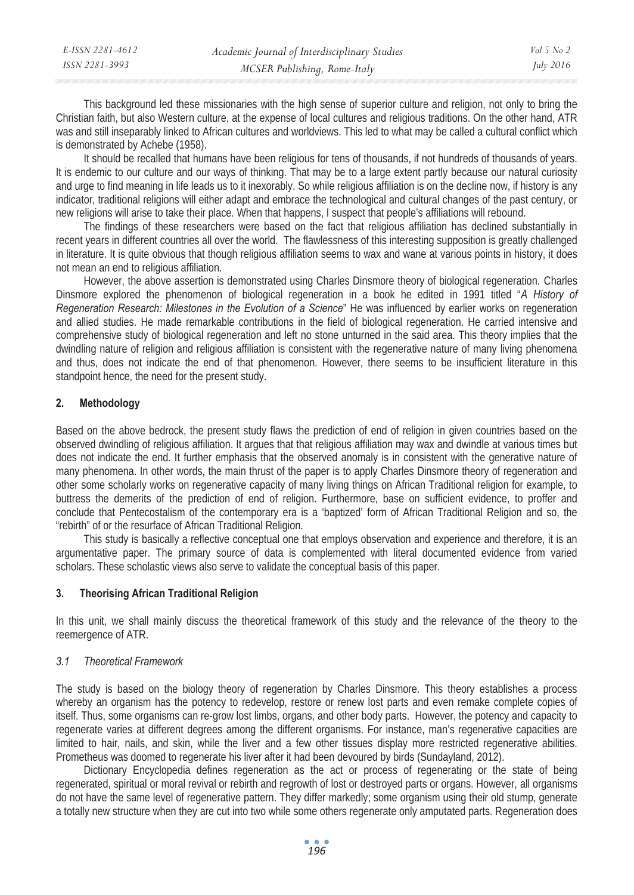This background led these missionaries with the high sense of superior culture and religion, not only to bring the Christian faith, but also Western culture, at the expense of local cultures and religious traditions. On the other hand, ATR was and still inseparably linked to African cultures and worldviews. This led to what may be called a cultural conflict which is demonstrated by Achebe (1958).

It should be recalled that humans have been religious for tens of thousands, if not hundreds of thousands of years. It is endemic to our culture and our ways of thinking. That may be to a large extent partly because our natural curiosity and urge to find meaning in life leads us to it inexorably. So while religious affiliation is on the decline now, if history is any indicator, traditional religions will either adapt and embrace the technological and cultural changes of the past century, or new religions will arise to take their place. When that happens, I suspect that people's affiliations will rebound.

The findings of these researchers were based on the fact that religious affiliation has declined substantially in recent years in different countries all over the world. The flawlessness of this interesting supposition is greatly challenged in literature. It is quite obvious that though religious affiliation seems to wax and wane at various points in history, it does not mean an end to religious affiliation.

However, the above assertion is demonstrated using Charles Dinsmore theory of biological regeneration. Charles Dinsmore explored the phenomenon of biological regeneration in a book he edited in 1991 titled "*A History of Regeneration Research: Milestones in the Evolution of a Science*" He was influenced by earlier works on regeneration and allied studies. He made remarkable contributions in the field of biological regeneration. He carried intensive and comprehensive study of biological regeneration and left no stone unturned in the said area. This theory implies that the dwindling nature of religion and religious affiliation is consistent with the regenerative nature of many living phenomena and thus, does not indicate the end of that phenomenon. However, there seems to be insufficient literature in this standpoint hence, the need for the present study.

## 2. Methodology

Based on the above bedrock, the present study flaws the prediction of end of religion in given countries based on the observed dwindling of religious affiliation. It argues that that religious affiliation may wax and dwindle at various times but does not indicate the end. It further emphasis that the observed anomaly is in consistent with the generative nature of many phenomena. In other words, the main thrust of the paper is to apply Charles Dinsmore theory of regeneration and other some scholarly works on regenerative capacity of many living things on African Traditional religion for example, to buttress the demerits of the prediction of end of religion. Furthermore, base on sufficient evidence, to proffer and conclude that Pentecostalism of the contemporary era is a 'baptized' form of African Traditional Religion and so, the "rebirth" of or the resurface of African Traditional Religion.

This study is basically a reflective conceptual one that employs observation and experience and therefore, it is an argumentative paper. The primary source of data is complemented with literal documented evidence from varied scholars. These scholastic views also serve to validate the conceptual basis of this paper.

## 3. Theorising African Traditional Religion

In this unit, we shall mainly discuss the theoretical framework of this study and the relevance of the theory to the reemergence of ATR.

### *3.1 Theoretical Framework*

The study is based on the biology theory of regeneration by Charles Dinsmore. This theory establishes a process whereby an organism has the potency to redevelop, restore or renew lost parts and even remake complete copies of itself. Thus, some organisms can re-grow lost limbs, organs, and other body parts. However, the potency and capacity to regenerate varies at different degrees among the different organisms. For instance, man's regenerative capacities are limited to hair, nails, and skin, while the liver and a few other tissues display more restricted regenerative abilities. Prometheus was doomed to regenerate his liver after it had been devoured by birds (Sundayland, 2012).

Dictionary Encyclopedia defines regeneration as the act or process of regenerating or the state of being regenerated, spiritual or moral revival or rebirth and regrowth of lost or destroyed parts or organs. However, all organisms do not have the same level of regenerative pattern. They differ markedly; some organism using their old stump, generate a totally new structure when they are cut into two while some others regenerate only amputated parts. Regeneration does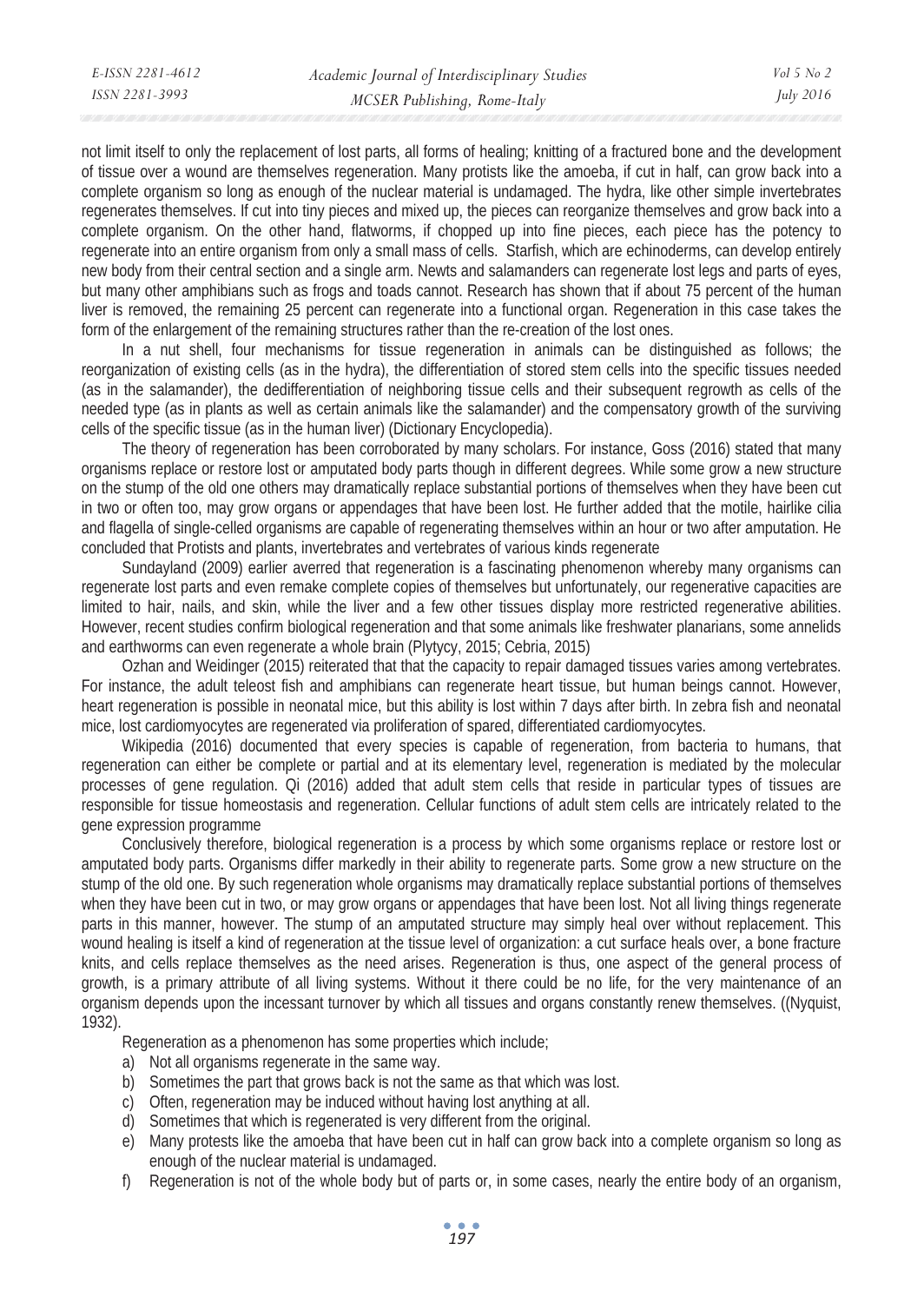not limit itself to only the replacement of lost parts, all forms of healing; knitting of a fractured bone and the development of tissue over a wound are themselves regeneration. Many protists like the amoeba, if cut in half, can grow back into a complete organism so long as enough of the nuclear material is undamaged. The hydra, like other simple invertebrates regenerates themselves. If cut into tiny pieces and mixed up, the pieces can reorganize themselves and grow back into a complete organism. On the other hand, flatworms, if chopped up into fine pieces, each piece has the potency to regenerate into an entire organism from only a small mass of cells. Starfish, which are echinoderms, can develop entirely new body from their central section and a single arm. Newts and salamanders can regenerate lost legs and parts of eyes, but many other amphibians such as frogs and toads cannot. Research has shown that if about 75 percent of the human liver is removed, the remaining 25 percent can regenerate into a functional organ. Regeneration in this case takes the form of the enlargement of the remaining structures rather than the re-creation of the lost ones.

In a nut shell, four mechanisms for tissue regeneration in animals can be distinguished as follows; the reorganization of existing cells (as in the hydra), the differentiation of stored stem cells into the specific tissues needed (as in the salamander), the dedifferentiation of neighboring tissue cells and their subsequent regrowth as cells of the needed type (as in plants as well as certain animals like the salamander) and the compensatory growth of the surviving cells of the specific tissue (as in the human liver) (Dictionary Encyclopedia).

The theory of regeneration has been corroborated by many scholars. For instance, Goss (2016) stated that many organisms replace or restore lost or amputated body parts though in different degrees. While some grow a new structure on the stump of the old one others may dramatically replace substantial portions of themselves when they have been cut in two or often too, may grow organs or appendages that have been lost. He further added that the motile, hairlike cilia and flagella of single-celled organisms are capable of regenerating themselves within an hour or two after amputation. He concluded that Protists and plants, invertebrates and vertebrates of various kinds regenerate

Sundayland (2009) earlier averred that regeneration is a fascinating phenomenon whereby many organisms can regenerate lost parts and even remake complete copies of themselves but unfortunately, our regenerative capacities are limited to hair, nails, and skin, while the liver and a few other tissues display more restricted regenerative abilities. However, recent studies confirm biological regeneration and that some animals like freshwater planarians, some annelids and earthworms can even regenerate a whole brain (Plytycy, 2015; Cebria, 2015)

Ozhan and Weidinger (2015) reiterated that that the capacity to repair damaged tissues varies among vertebrates. For instance, the adult teleost fish and amphibians can regenerate heart tissue, but human beings cannot. However, heart regeneration is possible in neonatal mice, but this ability is lost within 7 days after birth. In zebra fish and neonatal mice, lost cardiomyocytes are regenerated via proliferation of spared, differentiated cardiomyocytes.

Wikipedia (2016) documented that every species is capable of regeneration, from bacteria to humans, that regeneration can either be complete or partial and at its elementary level, regeneration is mediated by the molecular processes of gene regulation. Qi (2016) added that adult stem cells that reside in particular types of tissues are responsible for tissue homeostasis and regeneration. Cellular functions of adult stem cells are intricately related to the gene expression programme

Conclusively therefore, biological regeneration is a process by which some organisms replace or restore lost or amputated body parts. Organisms differ markedly in their ability to regenerate parts. Some grow a new structure on the stump of the old one. By such regeneration whole organisms may dramatically replace substantial portions of themselves when they have been cut in two, or may grow organs or appendages that have been lost. Not all living things regenerate parts in this manner, however. The stump of an amputated structure may simply heal over without replacement. This wound healing is itself a kind of regeneration at the tissue level of organization: a cut surface heals over, a bone fracture knits, and cells replace themselves as the need arises. Regeneration is thus, one aspect of the general process of growth, is a primary attribute of all living systems. Without it there could be no life, for the very maintenance of an organism depends upon the incessant turnover by which all tissues and organs constantly renew themselves. ((Nyquist, 1932).

Regeneration as a phenomenon has some properties which include;

a) Not all organisms regenerate in the same way.
b) Sometimes the part that grows back is not the same as that which was lost.
c) Often, regeneration may be induced without having lost anything at all.
d) Sometimes that which is regenerated is very different from the original.
e) Many protests like the amoeba that have been cut in half can grow back into a complete organism so long as enough of the nuclear material is undamaged.
f) Regeneration is not of the whole body but of parts or, in some cases, nearly the entire body of an organism,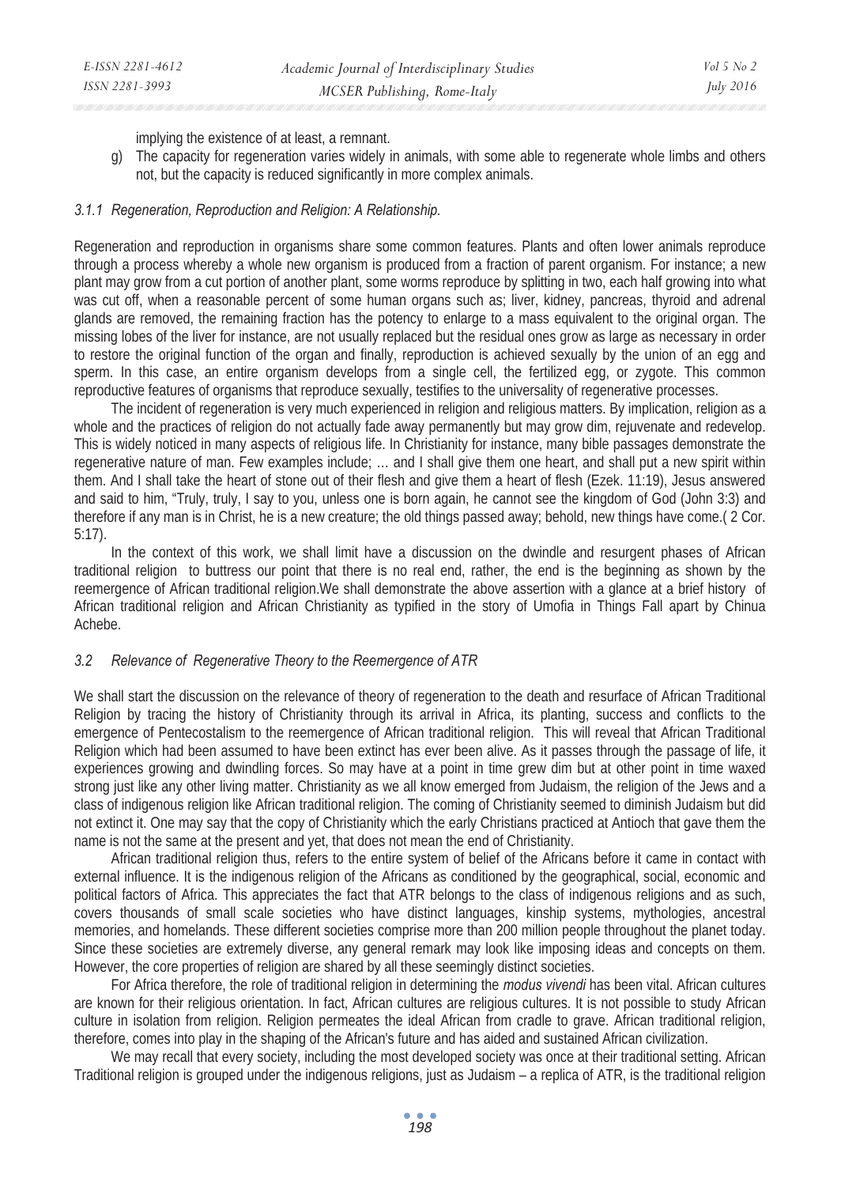implying the existence of at least, a remnant.

g) The capacity for regeneration varies widely in animals, with some able to regenerate whole limbs and others not, but the capacity is reduced significantly in more complex animals.

### *3.1.1 Regeneration, Reproduction and Religion: A Relationship.*

Regeneration and reproduction in organisms share some common features. Plants and often lower animals reproduce through a process whereby a whole new organism is produced from a fraction of parent organism. For instance; a new plant may grow from a cut portion of another plant, some worms reproduce by splitting in two, each half growing into what was cut off, when a reasonable percent of some human organs such as; liver, kidney, pancreas, thyroid and adrenal glands are removed, the remaining fraction has the potency to enlarge to a mass equivalent to the original organ. The missing lobes of the liver for instance, are not usually replaced but the residual ones grow as large as necessary in order to restore the original function of the organ and finally, reproduction is achieved sexually by the union of an egg and sperm. In this case, an entire organism develops from a single cell, the fertilized egg, or zygote. This common reproductive features of organisms that reproduce sexually, testifies to the universality of regenerative processes.

The incident of regeneration is very much experienced in religion and religious matters. By implication, religion as a whole and the practices of religion do not actually fade away permanently but may grow dim, rejuvenate and redevelop. This is widely noticed in many aspects of religious life. In Christianity for instance, many bible passages demonstrate the regenerative nature of man. Few examples include; … and I shall give them one heart, and shall put a new spirit within them. And I shall take the heart of stone out of their flesh and give them a heart of flesh (Ezek. 11:19), Jesus answered and said to him, "Truly, truly, I say to you, unless one is born again, he cannot see the kingdom of God (John 3:3) and therefore if any man is in Christ, he is a new creature; the old things passed away; behold, new things have come.( 2 Cor. 5:17).

In the context of this work, we shall limit have a discussion on the dwindle and resurgent phases of African traditional religion to buttress our point that there is no real end, rather, the end is the beginning as shown by the reemergence of African traditional religion.We shall demonstrate the above assertion with a glance at a brief history of African traditional religion and African Christianity as typified in the story of Umofia in Things Fall apart by Chinua Achebe.

## *3.2 Relevance of Regenerative Theory to the Reemergence of ATR*

We shall start the discussion on the relevance of theory of regeneration to the death and resurface of African Traditional Religion by tracing the history of Christianity through its arrival in Africa, its planting, success and conflicts to the emergence of Pentecostalism to the reemergence of African traditional religion. This will reveal that African Traditional Religion which had been assumed to have been extinct has ever been alive. As it passes through the passage of life, it experiences growing and dwindling forces. So may have at a point in time grew dim but at other point in time waxed strong just like any other living matter. Christianity as we all know emerged from Judaism, the religion of the Jews and a class of indigenous religion like African traditional religion. The coming of Christianity seemed to diminish Judaism but did not extinct it. One may say that the copy of Christianity which the early Christians practiced at Antioch that gave them the name is not the same at the present and yet, that does not mean the end of Christianity.

African traditional religion thus, refers to the entire system of belief of the Africans before it came in contact with external influence. It is the indigenous religion of the Africans as conditioned by the geographical, social, economic and political factors of Africa. This appreciates the fact that ATR belongs to the class of indigenous religions and as such, covers thousands of small scale societies who have distinct languages, kinship systems, mythologies, ancestral memories, and homelands. These different societies comprise more than 200 million people throughout the planet today. Since these societies are extremely diverse, any general remark may look like imposing ideas and concepts on them. However, the core properties of religion are shared by all these seemingly distinct societies.

For Africa therefore, the role of traditional religion in determining the *modus vivendi* has been vital. African cultures are known for their religious orientation. In fact, African cultures are religious cultures. It is not possible to study African culture in isolation from religion. Religion permeates the ideal African from cradle to grave. African traditional religion, therefore, comes into play in the shaping of the African's future and has aided and sustained African civilization.

We may recall that every society, including the most developed society was once at their traditional setting. African Traditional religion is grouped under the indigenous religions, just as Judaism – a replica of ATR, is the traditional religion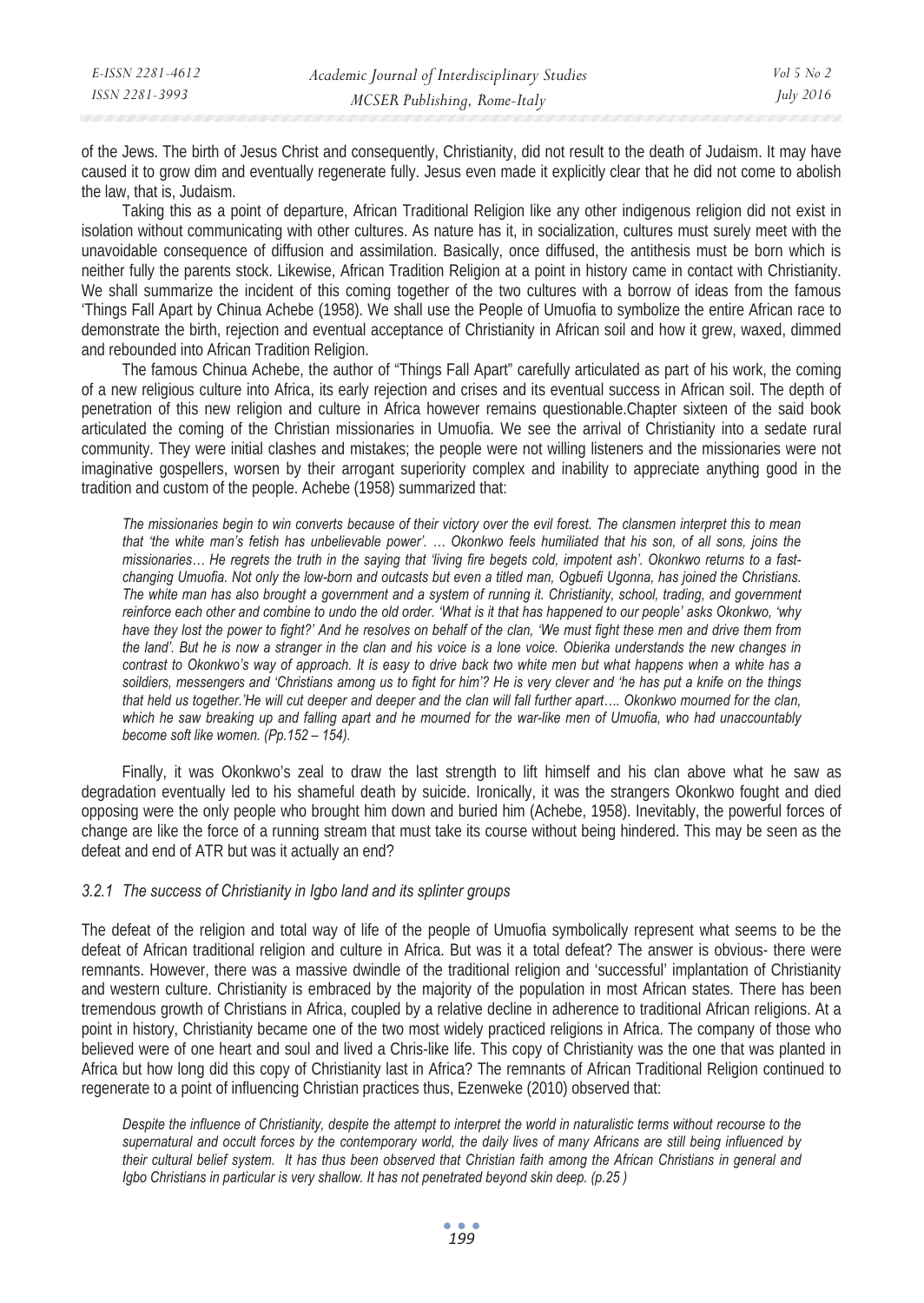of the Jews. The birth of Jesus Christ and consequently, Christianity, did not result to the death of Judaism. It may have caused it to grow dim and eventually regenerate fully. Jesus even made it explicitly clear that he did not come to abolish the law, that is, Judaism.

Taking this as a point of departure, African Traditional Religion like any other indigenous religion did not exist in isolation without communicating with other cultures. As nature has it, in socialization, cultures must surely meet with the unavoidable consequence of diffusion and assimilation. Basically, once diffused, the antithesis must be born which is neither fully the parents stock. Likewise, African Tradition Religion at a point in history came in contact with Christianity. We shall summarize the incident of this coming together of the two cultures with a borrow of ideas from the famous 'Things Fall Apart by Chinua Achebe (1958). We shall use the People of Umuofia to symbolize the entire African race to demonstrate the birth, rejection and eventual acceptance of Christianity in African soil and how it grew, waxed, dimmed and rebounded into African Tradition Religion.

The famous Chinua Achebe, the author of "Things Fall Apart" carefully articulated as part of his work, the coming of a new religious culture into Africa, its early rejection and crises and its eventual success in African soil. The depth of penetration of this new religion and culture in Africa however remains questionable.Chapter sixteen of the said book articulated the coming of the Christian missionaries in Umuofia. We see the arrival of Christianity into a sedate rural community. They were initial clashes and mistakes; the people were not willing listeners and the missionaries were not imaginative gospellers, worsen by their arrogant superiority complex and inability to appreciate anything good in the tradition and custom of the people. Achebe (1958) summarized that:

> *The missionaries begin to win converts because of their victory over the evil forest. The clansmen interpret this to mean that 'the white man's fetish has unbelievable power'. … Okonkwo feels humiliated that his son, of all sons, joins the missionaries… He regrets the truth in the saying that 'living fire begets cold, impotent ash'. Okonkwo returns to a fast-changing Umuofia. Not only the low-born and outcasts but even a titled man, Ogbuefi Ugonna, has joined the Christians. The white man has also brought a government and a system of running it. Christianity, school, trading, and government reinforce each other and combine to undo the old order. 'What is it that has happened to our people' asks Okonkwo, 'why have they lost the power to fight?' And he resolves on behalf of the clan, 'We must fight these men and drive them from the land'. But he is now a stranger in the clan and his voice is a lone voice. Obierika understands the new changes in contrast to Okonkwo's way of approach. It is easy to drive back two white men but what happens when a white has a soildiers, messengers and 'Christians among us to fight for him'? He is very clever and 'he has put a knife on the things that held us together.'He will cut deeper and deeper and the clan will fall further apart…. Okonkwo mourned for the clan, which he saw breaking up and falling apart and he mourned for the war-like men of Umuofia, who had unaccountably become soft like women. (Pp.152 – 154).*

Finally, it was Okonkwo's zeal to draw the last strength to lift himself and his clan above what he saw as degradation eventually led to his shameful death by suicide. Ironically, it was the strangers Okonkwo fought and died opposing were the only people who brought him down and buried him (Achebe, 1958). Inevitably, the powerful forces of change are like the force of a running stream that must take its course without being hindered. This may be seen as the defeat and end of ATR but was it actually an end?

### *3.2.1 The success of Christianity in Igbo land and its splinter groups*

The defeat of the religion and total way of life of the people of Umuofia symbolically represent what seems to be the defeat of African traditional religion and culture in Africa. But was it a total defeat? The answer is obvious- there were remnants. However, there was a massive dwindle of the traditional religion and 'successful' implantation of Christianity and western culture. Christianity is embraced by the majority of the population in most African states. There has been tremendous growth of Christians in Africa, coupled by a relative decline in adherence to traditional African religions. At a point in history, Christianity became one of the two most widely practiced religions in Africa. The company of those who believed were of one heart and soul and lived a Chris-like life. This copy of Christianity was the one that was planted in Africa but how long did this copy of Christianity last in Africa? The remnants of African Traditional Religion continued to regenerate to a point of influencing Christian practices thus, Ezenweke (2010) observed that:

> *Despite the influence of Christianity, despite the attempt to interpret the world in naturalistic terms without recourse to the supernatural and occult forces by the contemporary world, the daily lives of many Africans are still being influenced by their cultural belief system. It has thus been observed that Christian faith among the African Christians in general and Igbo Christians in particular is very shallow. It has not penetrated beyond skin deep. (p.25 )*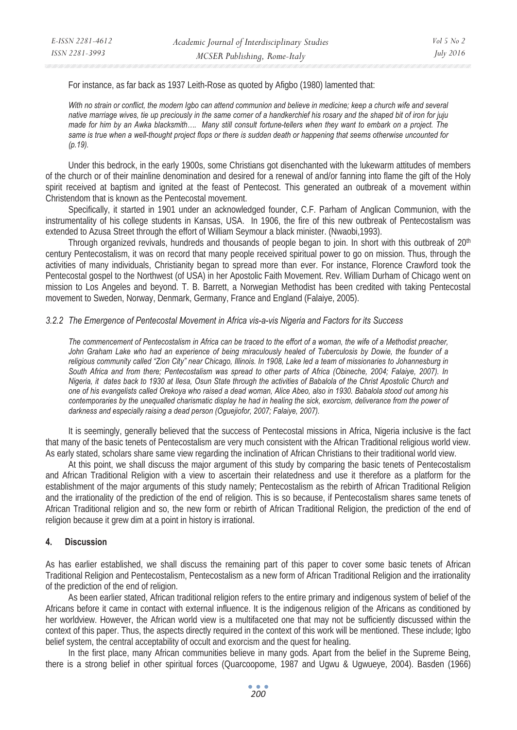For instance, as far back as 1937 Leith-Rose as quoted by Afigbo (1980) lamented that:

> *With no strain or conflict, the modern Igbo can attend communion and believe in medicine; keep a church wife and several native marriage wives, tie up preciously in the same corner of a handkerchief his rosary and the shaped bit of iron for juju made for him by an Awka blacksmith…. Many still consult fortune-tellers when they want to embark on a project. The same is true when a well-thought project flops or there is sudden death or happening that seems otherwise uncounted for (p.19).*

Under this bedrock, in the early 1900s, some Christians got disenchanted with the lukewarm attitudes of members of the church or of their mainline denomination and desired for a renewal of and/or fanning into flame the gift of the Holy spirit received at baptism and ignited at the feast of Pentecost. This generated an outbreak of a movement within Christendom that is known as the Pentecostal movement.

Specifically, it started in 1901 under an acknowledged founder, C.F. Parham of Anglican Communion, with the instrumentality of his college students in Kansas, USA. In 1906, the fire of this new outbreak of Pentecostalism was extended to Azusa Street through the effort of William Seymour a black minister. (Nwaobi,1993).

Through organized revivals, hundreds and thousands of people began to join. In short with this outbreak of 20th century Pentecostalism, it was on record that many people received spiritual power to go on mission. Thus, through the activities of many individuals, Christianity began to spread more than ever. For instance, Florence Crawford took the Pentecostal gospel to the Northwest (of USA) in her Apostolic Faith Movement. Rev. William Durham of Chicago went on mission to Los Angeles and beyond. T. B. Barrett, a Norwegian Methodist has been credited with taking Pentecostal movement to Sweden, Norway, Denmark, Germany, France and England (Falaiye, 2005).

### *3.2.2 The Emergence of Pentecostal Movement in Africa vis-a-vis Nigeria and Factors for its Success*

*The commencement of Pentecostalism in Africa can be traced to the effort of a woman, the wife of a Methodist preacher, John Graham Lake who had an experience of being miraculously healed of Tuberculosis by Dowie, the founder of a religious community called "Zion City" near Chicago, Illinois. In 1908, Lake led a team of missionaries to Johannesburg in South Africa and from there; Pentecostalism was spread to other parts of Africa (Obineche, 2004; Falaiye, 2007). In Nigeria, it dates back to 1930 at Ilesa, Osun State through the activities of Babalola of the Christ Apostolic Church and one of his evangelists called Orekoya who raised a dead woman, Alice Abeo, also in 1930. Babalola stood out among his contemporaries by the unequalled charismatic display he had in healing the sick, exorcism, deliverance from the power of darkness and especially raising a dead person (Oguejiofor, 2007; Falaiye, 2007).*

It is seemingly, generally believed that the success of Pentecostal missions in Africa, Nigeria inclusive is the fact that many of the basic tenets of Pentecostalism are very much consistent with the African Traditional religious world view. As early stated, scholars share same view regarding the inclination of African Christians to their traditional world view.

At this point, we shall discuss the major argument of this study by comparing the basic tenets of Pentecostalism and African Traditional Religion with a view to ascertain their relatedness and use it therefore as a platform for the establishment of the major arguments of this study namely; Pentecostalism as the rebirth of African Traditional Religion and the irrationality of the prediction of the end of religion. This is so because, if Pentecostalism shares same tenets of African Traditional religion and so, the new form or rebirth of African Traditional Religion, the prediction of the end of religion because it grew dim at a point in history is irrational.

## 4. Discussion

As has earlier established, we shall discuss the remaining part of this paper to cover some basic tenets of African Traditional Religion and Pentecostalism, Pentecostalism as a new form of African Traditional Religion and the irrationality of the prediction of the end of religion.

As been earlier stated, African traditional religion refers to the entire primary and indigenous system of belief of the Africans before it came in contact with external influence. It is the indigenous religion of the Africans as conditioned by her worldview. However, the African world view is a multifaceted one that may not be sufficiently discussed within the context of this paper. Thus, the aspects directly required in the context of this work will be mentioned. These include; Igbo belief system, the central acceptability of occult and exorcism and the quest for healing.

In the first place, many African communities believe in many gods. Apart from the belief in the Supreme Being, there is a strong belief in other spiritual forces (Quarcoopome, 1987 and Ugwu & Ugwueye, 2004). Basden (1966)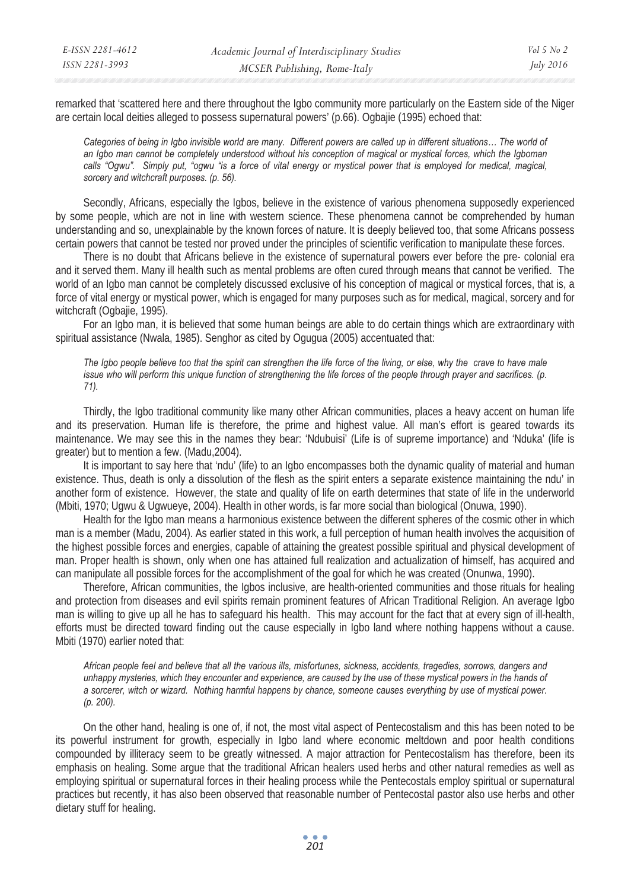remarked that 'scattered here and there throughout the Igbo community more particularly on the Eastern side of the Niger are certain local deities alleged to possess supernatural powers' (p.66). Ogbajie (1995) echoed that:

> *Categories of being in Igbo invisible world are many. Different powers are called up in different situations… The world of an Igbo man cannot be completely understood without his conception of magical or mystical forces, which the Igboman calls "Ogwu". Simply put, "ogwu "is a force of vital energy or mystical power that is employed for medical, magical, sorcery and witchcraft purposes. (p. 56).*

Secondly, Africans, especially the Igbos, believe in the existence of various phenomena supposedly experienced by some people, which are not in line with western science. These phenomena cannot be comprehended by human understanding and so, unexplainable by the known forces of nature. It is deeply believed too, that some Africans possess certain powers that cannot be tested nor proved under the principles of scientific verification to manipulate these forces.

There is no doubt that Africans believe in the existence of supernatural powers ever before the pre- colonial era and it served them. Many ill health such as mental problems are often cured through means that cannot be verified. The world of an Igbo man cannot be completely discussed exclusive of his conception of magical or mystical forces, that is, a force of vital energy or mystical power, which is engaged for many purposes such as for medical, magical, sorcery and for witchcraft (Ogbajie, 1995).

For an Igbo man, it is believed that some human beings are able to do certain things which are extraordinary with spiritual assistance (Nwala, 1985). Senghor as cited by Ogugua (2005) accentuated that:

> *The Igbo people believe too that the spirit can strengthen the life force of the living, or else, why the crave to have male issue who will perform this unique function of strengthening the life forces of the people through prayer and sacrifices. (p. 71).*

Thirdly, the Igbo traditional community like many other African communities, places a heavy accent on human life and its preservation. Human life is therefore, the prime and highest value. All man's effort is geared towards its maintenance. We may see this in the names they bear: 'Ndubuisi' (Life is of supreme importance) and 'Nduka' (life is greater) but to mention a few. (Madu,2004).

It is important to say here that 'ndu' (life) to an Igbo encompasses both the dynamic quality of material and human existence. Thus, death is only a dissolution of the flesh as the spirit enters a separate existence maintaining the ndu' in another form of existence. However, the state and quality of life on earth determines that state of life in the underworld (Mbiti, 1970; Ugwu & Ugwueye, 2004). Health in other words, is far more social than biological (Onuwa, 1990).

Health for the Igbo man means a harmonious existence between the different spheres of the cosmic other in which man is a member (Madu, 2004). As earlier stated in this work, a full perception of human health involves the acquisition of the highest possible forces and energies, capable of attaining the greatest possible spiritual and physical development of man. Proper health is shown, only when one has attained full realization and actualization of himself, has acquired and can manipulate all possible forces for the accomplishment of the goal for which he was created (Onunwa, 1990).

Therefore, African communities, the Igbos inclusive, are health-oriented communities and those rituals for healing and protection from diseases and evil spirits remain prominent features of African Traditional Religion. An average Igbo man is willing to give up all he has to safeguard his health. This may account for the fact that at every sign of ill-health, efforts must be directed toward finding out the cause especially in Igbo land where nothing happens without a cause. Mbiti (1970) earlier noted that:

> *African people feel and believe that all the various ills, misfortunes, sickness, accidents, tragedies, sorrows, dangers and unhappy mysteries, which they encounter and experience, are caused by the use of these mystical powers in the hands of a sorcerer, witch or wizard. Nothing harmful happens by chance, someone causes everything by use of mystical power. (p. 200).*

On the other hand, healing is one of, if not, the most vital aspect of Pentecostalism and this has been noted to be its powerful instrument for growth, especially in Igbo land where economic meltdown and poor health conditions compounded by illiteracy seem to be greatly witnessed. A major attraction for Pentecostalism has therefore, been its emphasis on healing. Some argue that the traditional African healers used herbs and other natural remedies as well as employing spiritual or supernatural forces in their healing process while the Pentecostals employ spiritual or supernatural practices but recently, it has also been observed that reasonable number of Pentecostal pastor also use herbs and other dietary stuff for healing.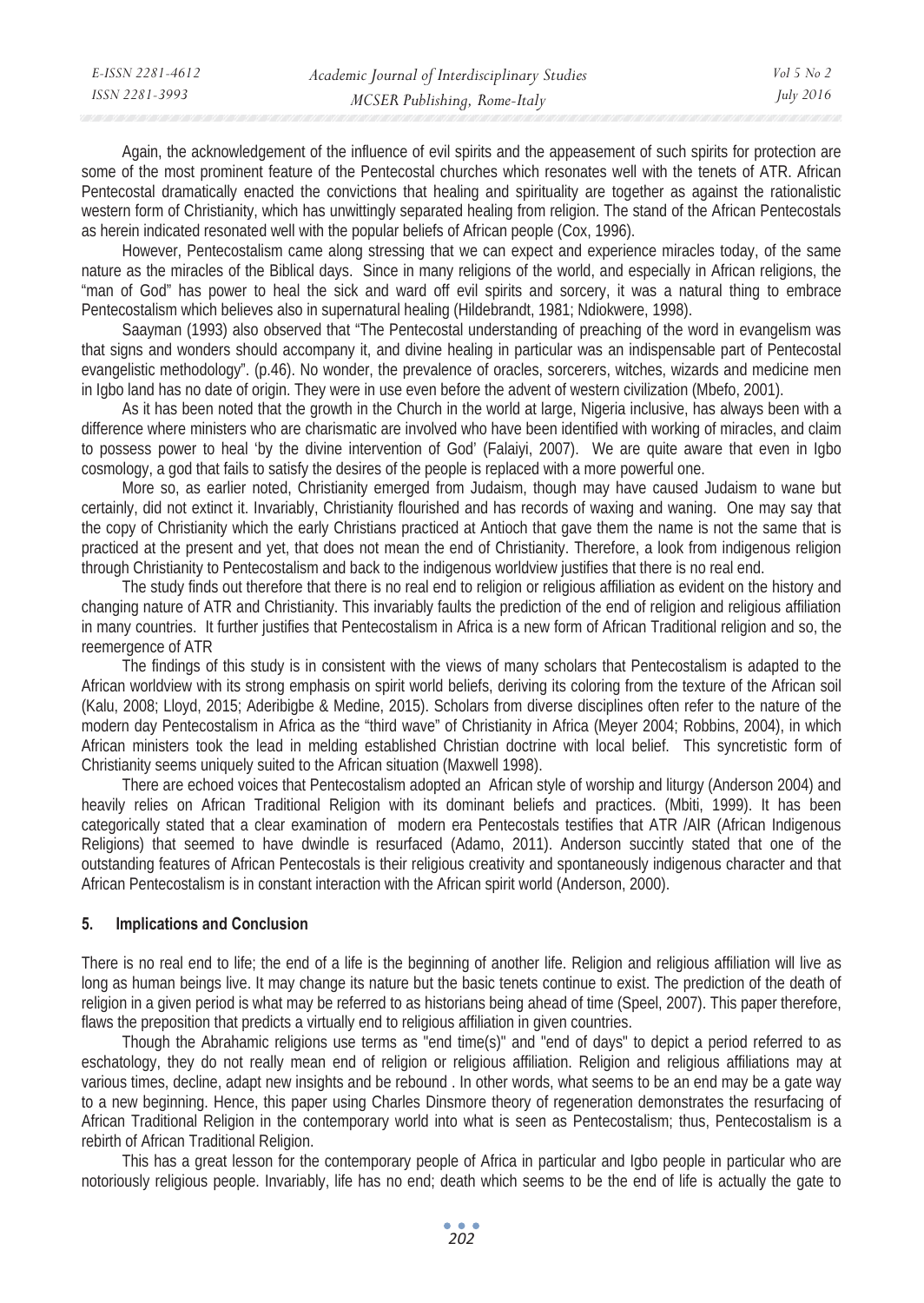Again, the acknowledgement of the influence of evil spirits and the appeasement of such spirits for protection are some of the most prominent feature of the Pentecostal churches which resonates well with the tenets of ATR. African Pentecostal dramatically enacted the convictions that healing and spirituality are together as against the rationalistic western form of Christianity, which has unwittingly separated healing from religion. The stand of the African Pentecostals as herein indicated resonated well with the popular beliefs of African people (Cox, 1996).

However, Pentecostalism came along stressing that we can expect and experience miracles today, of the same nature as the miracles of the Biblical days. Since in many religions of the world, and especially in African religions, the "man of God" has power to heal the sick and ward off evil spirits and sorcery, it was a natural thing to embrace Pentecostalism which believes also in supernatural healing (Hildebrandt, 1981; Ndiokwere, 1998).

Saayman (1993) also observed that "The Pentecostal understanding of preaching of the word in evangelism was that signs and wonders should accompany it, and divine healing in particular was an indispensable part of Pentecostal evangelistic methodology". (p.46). No wonder, the prevalence of oracles, sorcerers, witches, wizards and medicine men in Igbo land has no date of origin. They were in use even before the advent of western civilization (Mbefo, 2001).

As it has been noted that the growth in the Church in the world at large, Nigeria inclusive, has always been with a difference where ministers who are charismatic are involved who have been identified with working of miracles, and claim to possess power to heal 'by the divine intervention of God' (Falaiyi, 2007). We are quite aware that even in Igbo cosmology, a god that fails to satisfy the desires of the people is replaced with a more powerful one.

More so, as earlier noted, Christianity emerged from Judaism, though may have caused Judaism to wane but certainly, did not extinct it. Invariably, Christianity flourished and has records of waxing and waning. One may say that the copy of Christianity which the early Christians practiced at Antioch that gave them the name is not the same that is practiced at the present and yet, that does not mean the end of Christianity. Therefore, a look from indigenous religion through Christianity to Pentecostalism and back to the indigenous worldview justifies that there is no real end.

The study finds out therefore that there is no real end to religion or religious affiliation as evident on the history and changing nature of ATR and Christianity. This invariably faults the prediction of the end of religion and religious affiliation in many countries. It further justifies that Pentecostalism in Africa is a new form of African Traditional religion and so, the reemergence of ATR

The findings of this study is in consistent with the views of many scholars that Pentecostalism is adapted to the African worldview with its strong emphasis on spirit world beliefs, deriving its coloring from the texture of the African soil (Kalu, 2008; Lloyd, 2015; Aderibigbe & Medine, 2015). Scholars from diverse disciplines often refer to the nature of the modern day Pentecostalism in Africa as the "third wave" of Christianity in Africa (Meyer 2004; Robbins, 2004), in which African ministers took the lead in melding established Christian doctrine with local belief. This syncretistic form of Christianity seems uniquely suited to the African situation (Maxwell 1998).

There are echoed voices that Pentecostalism adopted an African style of worship and liturgy (Anderson 2004) and heavily relies on African Traditional Religion with its dominant beliefs and practices. (Mbiti, 1999). It has been categorically stated that a clear examination of modern era Pentecostals testifies that ATR /AIR (African Indigenous Religions) that seemed to have dwindle is resurfaced (Adamo, 2011). Anderson succintly stated that one of the outstanding features of African Pentecostals is their religious creativity and spontaneously indigenous character and that African Pentecostalism is in constant interaction with the African spirit world (Anderson, 2000).

## 5. Implications and Conclusion

There is no real end to life; the end of a life is the beginning of another life. Religion and religious affiliation will live as long as human beings live. It may change its nature but the basic tenets continue to exist. The prediction of the death of religion in a given period is what may be referred to as historians being ahead of time (Speel, 2007). This paper therefore, flaws the preposition that predicts a virtually end to religious affiliation in given countries.

Though the Abrahamic religions use terms as "end time(s)" and "end of days" to depict a period referred to as eschatology, they do not really mean end of religion or religious affiliation. Religion and religious affiliations may at various times, decline, adapt new insights and be rebound . In other words, what seems to be an end may be a gate way to a new beginning. Hence, this paper using Charles Dinsmore theory of regeneration demonstrates the resurfacing of African Traditional Religion in the contemporary world into what is seen as Pentecostalism; thus, Pentecostalism is a rebirth of African Traditional Religion.

This has a great lesson for the contemporary people of Africa in particular and Igbo people in particular who are notoriously religious people. Invariably, life has no end; death which seems to be the end of life is actually the gate to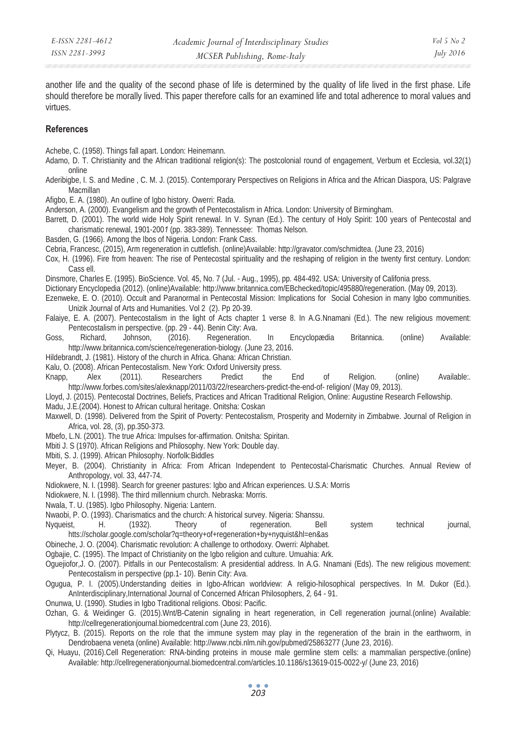another life and the quality of the second phase of life is determined by the quality of life lived in the first phase. Life should therefore be morally lived. This paper therefore calls for an examined life and total adherence to moral values and virtues.

## References

Achebe, C. (1958). Things fall apart. London: Heinemann.

Adamo, D. T. Christianity and the African traditional religion(s): The postcolonial round of engagement, Verbum et Ecclesia, vol.32(1) online

Aderibigbe, I. S. and Medine , C. M. J. (2015). Contemporary Perspectives on Religions in Africa and the African Diaspora, US: Palgrave Macmillan

Afigbo, E. A. (1980). An outline of Igbo history. Owerri: Rada.

Anderson, A. (2000). Evangelism and the growth of Pentecostalism in Africa. London: University of Birmingham.

Barrett, D. (2001). The world wide Holy Spirit renewal. In V. Synan (Ed.). The century of Holy Spirit: 100 years of Pentecostal and charismatic renewal, 1901-2001 (pp. 383-389). Tennessee: Thomas Nelson.

Basden, G. (1966). Among the Ibos of Nigeria. London: Frank Cass.

Cebria, Francesc, (2015), Arm regeneration in cuttlefish. (online)Available: http://gravator.com/schmidtea. (June 23, 2016)

Cox, H. (1996). Fire from heaven: The rise of Pentecostal spirituality and the reshaping of religion in the twenty first century. London: Cass ell.

Dinsmore, Charles E. (1995). BioScience. Vol. 45, No. 7 (Jul. - Aug., 1995), pp. 484-492. USA: University of Califonia press.

Dictionary Encyclopedia (2012). (online)Available: http://www.britannica.com/EBchecked/topic/495880/regeneration. (May 09, 2013).

Ezenweke, E. O. (2010). Occult and Paranormal in Pentecostal Mission: Implications for Social Cohesion in many Igbo communities. Unizik Journal of Arts and Humanities. Vol 2 (2). Pp 20-39.

Falaiye, E. A. (2007). Pentecostalism in the light of Acts chapter 1 verse 8. In A.G.Nnamani (Ed.). The new religious movement: Pentecostalism in perspective. (pp. 29 - 44). Benin City: Ava.

Goss, Richard, Johnson, (2016). Regeneration. In Encyclopædia Britannica. (online) Available: http://www.britannica.com/science/regeneration-biology. (June 23, 2016.

Hildebrandt, J. (1981). History of the church in Africa. Ghana: African Christian.

Kalu, O. (2008). African Pentecostalism. New York: Oxford University press.

Knapp, Alex (2011). Researchers Predict the End of Religion. (online) Available:. http://www.forbes.com/sites/alexknapp/2011/03/22/researchers-predict-the-end-of- religion/ (May 09, 2013).

Lloyd, J. (2015). Pentecostal Doctrines, Beliefs, Practices and African Traditional Religion, Online: Augustine Research Fellowship.

Madu, J.E.(2004). Honest to African cultural heritage. Onitsha: Coskan

Maxwell, D. (1998). Delivered from the Spirit of Poverty: Pentecostalism, Prosperity and Modernity in Zimbabwe. Journal of Religion in Africa, vol. 28, (3), pp.350-373.

Mbefo, L.N. (2001). The true Africa: Impulses for-affirmation. Onitsha: Spiritan.

Mbiti J. S (1970). African Religions and Philosophy. New York: Double day.

Mbiti, S. J. (1999). African Philosophy. Norfolk:Biddles

Meyer, B. (2004). Christianity in Africa: From African Independent to Pentecostal-Charismatic Churches. Annual Review of Anthropology, vol. 33, 447-74.

Ndiokwere, N. I. (1998). Search for greener pastures: Igbo and African experiences. U.S.A: Morris

Ndiokwere, N. I. (1998). The third millennium church. Nebraska: Morris.

Nwala, T. U. (1985). Igbo Philosophy. Nigeria: Lantern.

Nwaobi, P. O. (1993). Charismatics and the church: A historical survey. Nigeria: Shanssu.

Nyqueist, H. (1932). Theory of regeneration. Bell system technical journal, htts://scholar.google.com/scholar?q=theory+of+regeneration+by+nyquist&hl=en&as

Obineche, J. O. (2004). Charismatic revolution: A challenge to orthodoxy. Owerri: Alphabet.

Ogbajie, C. (1995). The Impact of Christianity on the Igbo religion and culture. Umuahia: Ark.

Oguejiofor,J. O. (2007). Pitfalls in our Pentecostalism: A presidential address. In A.G. Nnamani (Eds). The new religious movement: Pentecostalism in perspective (pp.1- 10). Benin City: Ava.

Ogugua, P. I. (2005).Understanding deities in Igbo-African worldview: A religio-hilosophical perspectives. In M. Dukor (Ed.). AnInterdisciplinary,International Journal of Concerned African Philosophers, *2,* 64 - 91.

Onunwa, U. (1990). Studies in Igbo Traditional religions. Obosi: Pacific.

Ozhan, G. & Weidinger G. (2015).Wnt/B-Catenin signaling in heart regeneration, in Cell regeneration journal.(online) Available: http://cellregenerationjournal.biomedcentral.com (June 23, 2016).

Plytycz, B. (2015). Reports on the role that the immune system may play in the regeneration of the brain in the earthworm, in Dendrobaena veneta (online) Available: http://www.ncbi.nlm.nih.gov/pubmed/25863277 (June 23, 2016).

Qi, Huayu, (2016).Cell Regeneration: RNA-binding proteins in mouse male germline stem cells: a mammalian perspective.(online) Available: http://cellregenerationjournal.biomedcentral.com/articles.10.1186/s13619-015-0022-y/ (June 23, 2016)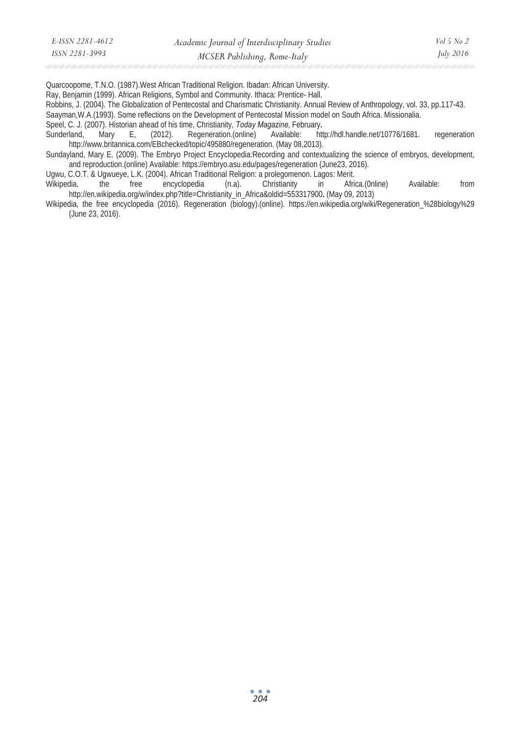Quarcoopome, T.N.O. (1987).West African Traditional Religion. Ibadan: African University.

Ray, Benjamin (1999). African Religions, Symbol and Community. Ithaca: Prentice- Hall.

Robbins, J. (2004). The Globalization of Pentecostal and Charismatic Christianity. Annual Review of Anthropology, vol. 33, pp.117-43.

Saayman,W.A.(1993). Some reflections on the Development of Pentecostal Mission model on South Africa. Missionalia.

Speel, C. J. (2007). Historian ahead of his time, Christianity, *Today Magazine*, February.

Sunderland, Mary E, (2012). Regeneration.(online) Available: http://hdl.handle.net/10776/1681. regeneration http://www.britannica.com/EBchecked/topic/495880/regeneration. (May 08,2013).

Sundayland, Mary E. (2009). The Embryo Project Encyclopedia:Recording and contextualizing the science of embryos, development, and reproduction.(online) Available: https://embryo.asu.edu/pages/regeneration (June23, 2016).

Ugwu, C.O.T. & Ugwueye, L.K. (2004). African Traditional Religion: a prolegomenon. Lagos: Merit.

Wikipedia, the free encyclopedia (n.a). Christianity in Africa.(0nline) Available: from http://en.wikipedia.org/w/index.php?title=Christianity_in_Africa&oldid=553317900. (May 09, 2013)

Wikipedia, the free encyclopedia (2016). Regeneration (biology).(online). https://en.wikipedia.org/wiki/Regeneration_%28biology%29 (June 23, 2016).